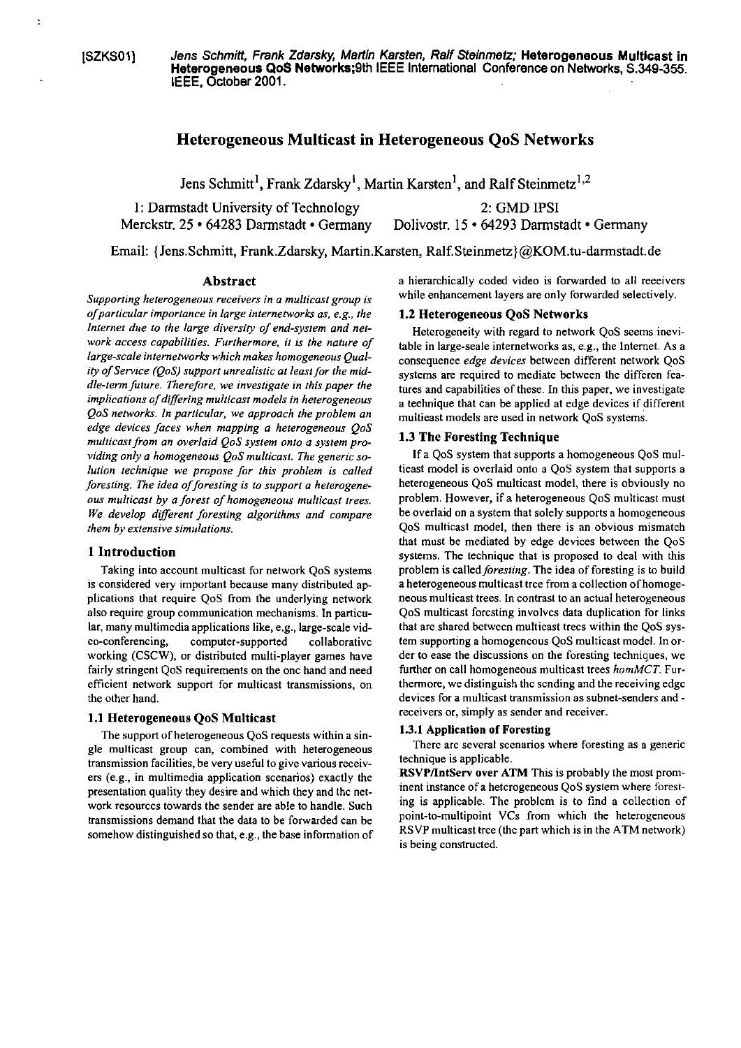[SZKS01] *Jens Schmitt, Frank Zdarsky, Martin Karsten, Ralf Steinmetz;* **Heterogeneous Multicast in Heterogeneous QoS Networks**;9th IEEE International Conference on Networks, S.349-355. IEEE, October 2001.

# Heterogeneous Multicast in Heterogeneous QoS Networks

Jens Schmitt[1], Frank Zdarsky[1], Martin Karsten[1], and Ralf Steinmetz[1,2]

1: Darmstadt University of Technology
Merckstr. 25 • 64283 Darmstadt • Germany

2: GMD IPSI
Dolivostr. 15 • 64293 Darmstadt • Germany

Email: {Jens.Schmitt, Frank.Zdarsky, Martin.Karsten, Ralf.Steinmetz}@KOM.tu-darmstadt.de

## Abstract

*Supporting heterogeneous receivers in a multicast group is of particular importance in large internetworks as, e.g., the Internet due to the large diversity of end-system and network access capabilities. Furthermore, it is the nature of large-scale internetworks which makes homogeneous Quality of Service (QoS) support unrealistic at least for the middle-term future. Therefore, we investigate in this paper the implications of differing multicast models in heterogeneous QoS networks. In particular, we approach the problem an edge devices faces when mapping a heterogeneous QoS multicast from an overlaid QoS system onto a system providing only a homogeneous QoS multicast. The generic solution technique we propose for this problem is called foresting. The idea of foresting is to support a heterogeneous multicast by a forest of homogeneous multicast trees. We develop different foresting algorithms and compare them by extensive simulations.*

## 1 Introduction

Taking into account multicast for network QoS systems is considered very important because many distributed applications that require QoS from the underlying network also require group communication mechanisms. In particular, many multimedia applications like, e.g., large-scale video-conferencing, computer-supported collaborative working (CSCW), or distributed multi-player games have fairly stringent QoS requirements on the one hand and need efficient network support for multicast transmissions, on the other hand.

### 1.1 Heterogeneous QoS Multicast

The support of heterogeneous QoS requests within a single multicast group can, combined with heterogeneous transmission facilities, be very useful to give various receivers (e.g., in multimedia application scenarios) exactly the presentation quality they desire and which they and the network resources towards the sender are able to handle. Such transmissions demand that the data to be forwarded can be somehow distinguished so that, e.g., the base information of a hierarchically coded video is forwarded to all receivers while enhancement layers are only forwarded selectively.

### 1.2 Heterogeneous QoS Networks

Heterogeneity with regard to network QoS seems inevitable in large-scale internetworks as, e.g., the Internet. As a consequence *edge devices* between different network QoS systems are required to mediate between the differen features and capabilities of these. In this paper, we investigate a technique that can be applied at edge devices if different multicast models are used in network QoS systems.

### 1.3 The Foresting Technique

If a QoS system that supports a homogeneous QoS multicast model is overlaid onto a QoS system that supports a heterogeneous QoS multicast model, there is obviously no problem. However, if a heterogeneous QoS multicast must be overlaid on a system that solely supports a homogeneous QoS multicast model, then there is an obvious mismatch that must be mediated by edge devices between the QoS systems. The technique that is proposed to deal with this problem is called *foresting*. The idea of foresting is to build a heterogeneous multicast tree from a collection of homogeneous multicast trees. In contrast to an actual heterogeneous QoS multicast foresting involves data duplication for links that are shared between multicast trees within the QoS system supporting a homogeneous QoS multicast model. In order to ease the discussions on the foresting techniques, we further on call homogeneous multicast trees *homMCT*. Furthermore, we distinguish the sending and the receiving edge devices for a multicast transmission as subnet-senders and -receivers or, simply as sender and receiver.

#### 1.3.1 Application of Foresting

There are several scenarios where foresting as a generic technique is applicable.

**RSVP/IntServ over ATM** This is probably the most prominent instance of a heterogeneous QoS system where foresting is applicable. The problem is to find a collection of point-to-multipoint VCs from which the heterogeneous RSVP multicast tree (the part which is in the ATM network) is being constructed.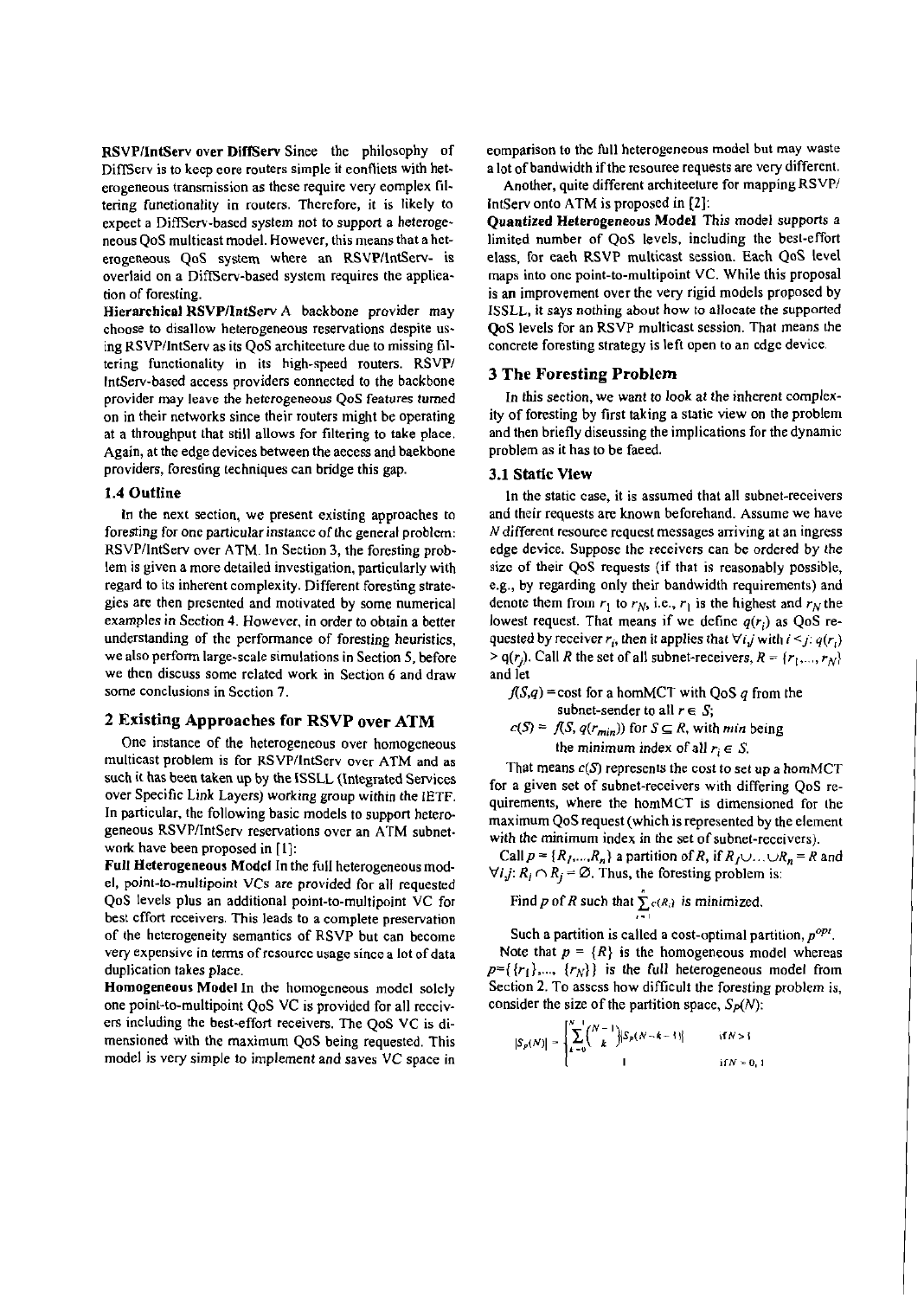**RSVP/IntServ over DiffServ** Since the philosophy of DiffServ is to keep core routers simple it conflicts with heterogeneous transmission as these require very complex filtering functionality in routers. Therefore, it is likely to expect a DiffServ-based system not to support a heterogeneous QoS multicast model. However, this means that a heterogeneous QoS system where an RSVP/IntServ- is overlaid on a DiffServ-based system requires the application of foresting.

**Hierarchical RSVP/IntServ** A backbone provider may choose to disallow heterogeneous reservations despite using RSVP/IntServ as its QoS architecture due to missing filtering functionality in its high-speed routers. RSVP/IntServ-based access providers connected to the backbone provider may leave the heterogeneous QoS features turned on in their networks since their routers might be operating at a throughput that still allows for filtering to take place. Again, at the edge devices between the access and backbone providers, foresting techniques can bridge this gap.

### 1.4 Outline

In the next section, we present existing approaches to foresting for one particular instance of the general problem: RSVP/IntServ over ATM. In Section 3, the foresting problem is given a more detailed investigation, particularly with regard to its inherent complexity. Different foresting strategies are then presented and motivated by some numerical examples in Section 4. However, in order to obtain a better understanding of the performance of foresting heuristics, we also perform large-scale simulations in Section 5, before we then discuss some related work in Section 6 and draw some conclusions in Section 7.

## 2 Existing Approaches for RSVP over ATM

One instance of the heterogeneous over homogeneous multicast problem is for RSVP/IntServ over ATM and as such it has been taken up by the ISSLL (Integrated Services over Specific Link Layers) working group within the IETF. In particular, the following basic models to support heterogeneous RSVP/IntServ reservations over an ATM subnetwork have been proposed in [1]:

**Full Heterogeneous Model** In the full heterogeneous model, point-to-multipoint VCs are provided for all requested QoS levels plus an additional point-to-multipoint VC for best effort receivers. This leads to a complete preservation of the heterogeneity semantics of RSVP but can become very expensive in terms of resource usage since a lot of data duplication takes place.

**Homogeneous Model** In the homogeneous model solely one point-to-multipoint QoS VC is provided for all receivers including the best-effort receivers. The QoS VC is dimensioned with the maximum QoS being requested. This model is very simple to implement and saves VC space in comparison to the full heterogeneous model but may waste a lot of bandwidth if the resource requests are very different.

Another, quite different architecture for mapping RSVP/IntServ onto ATM is proposed in [2]:

**Quantized Heterogeneous Model** This model supports a limited number of QoS levels, including the best-effort class, for each RSVP multicast session. Each QoS level maps into one point-to-multipoint VC. While this proposal is an improvement over the very rigid models proposed by ISSLL, it says nothing about how to allocate the supported QoS levels for an RSVP multicast session. That means the concrete foresting strategy is left open to an edge device.

## 3 The Foresting Problem

In this section, we want to look at the inherent complexity of foresting by first taking a static view on the problem and then briefly discussing the implications for the dynamic problem as it has to be faced.

### 3.1 Static View

In the static case, it is assumed that all subnet-receivers and their requests are known beforehand. Assume we have $N$ different resource request messages arriving at an ingress edge device. Suppose the receivers can be ordered by the size of their QoS requests (if that is reasonably possible, e.g., by regarding only their bandwidth requirements) and denote them from $r_1$ to $r_N$, i.e., $r_1$ is the highest and $r_N$ the lowest request. That means if we define $q(r_i)$ as QoS requested by receiver $r_i$, then it applies that $\forall i,j$ with $i < j$: $q(r_i) > q(r_j)$. Call $R$ the set of all subnet-receivers, $R = \{r_1,..., r_N\}$ and let

$f(S,q)$ = cost for a homMCT with QoS $q$ from the subnet-sender to all $r \in S$;

$c(S) = f(S, q(r_{min}))$ for $S \subseteq R$, with $min$ being the minimum index of all $r_i \in S$.

That means $c(S)$ represents the cost to set up a homMCT for a given set of subnet-receivers with differing QoS requirements, where the homMCT is dimensioned for the maximum QoS request (which is represented by the element with the minimum index in the set of subnet-receivers).

Call $p = \{R_1,...,R_n\}$ a partition of $R$, if $R_1 \cup \ldots \cup R_n = R$ and $\forall i,j$: $R_i \cap R_j = \emptyset$. Thus, the foresting problem is:

Find $p$ of $R$ such that $\sum_{i=1}^{n} c(R_i)$ is minimized.

Such a partition is called a cost-optimal partition, $p^{opt}$.

Note that $p = \{R\}$ is the homogeneous model whereas $p = \{\{r_1\},..., \{r_N\}\}$ is the full heterogeneous model from Section 2. To assess how difficult the foresting problem is, consider the size of the partition space, $S_P(N)$:

$$|S_P(N)| = \begin{cases} \sum_{k=0}^{N-1} \binom{N-1}{k} |S_P(N-k-1)| & \text{if } N > 1 \\ 1 & \text{if } N = 0, 1 \end{cases}$$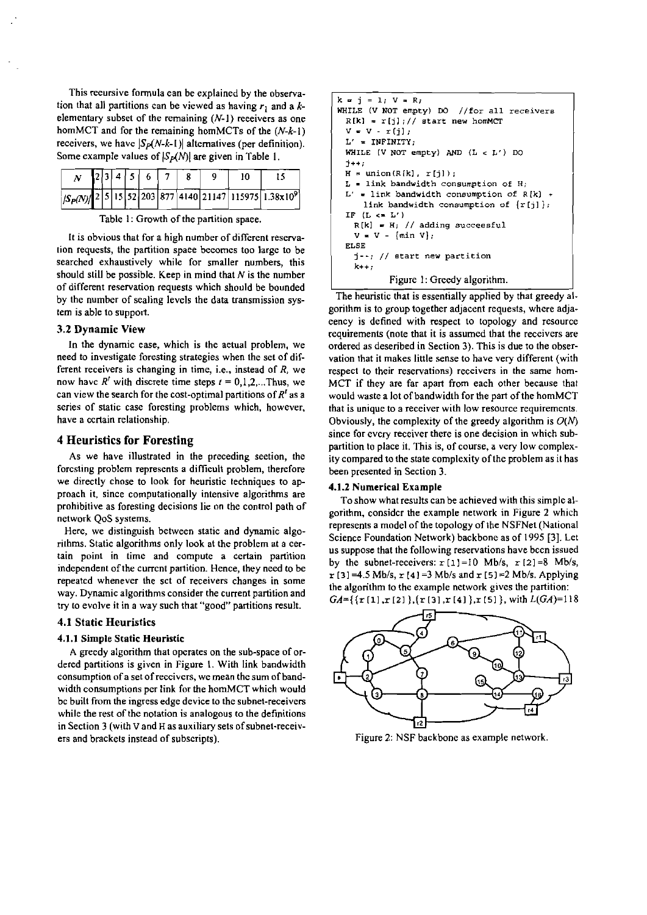This recursive formula can be explained by the observation that all partitions can be viewed as having $r_1$ and a $k$-elementary subset of the remaining ($N$-1) receivers as one homMCT and for the remaining homMCTs of the ($N$-$k$-1) receivers, we have $|S_P(N\text{-}k\text{-}1)|$ alternatives (per definition). Some example values of $|S_P(N)|$ are given in Table 1.

| $N$ | 2 | 3 | 4 | 5 | 6 | 7 | 8 | 9 | 10 | 15 |
|---|---|---|---|---|---|---|---|---|---|---|
| $\|S_P(N)\|$ | 2 | 5 | 15 | 52 | 203 | 877 | 4140 | 21147 | 115975 | $1.38\text{x}10^9$ |

Table 1: Growth of the partition space.

It is obvious that for a high number of different reservation requests, the partition space becomes too large to be searched exhaustively while for smaller numbers, this should still be possible. Keep in mind that $N$ is the number of different reservation requests which should be bounded by the number of scaling levels the data transmission system is able to support.

### 3.2 Dynamic View

In the dynamic case, which is the actual problem, we need to investigate foresting strategies when the set of different receivers is changing in time, i.e., instead of $R$, we now have $R^t$ with discrete time steps $t = 0,1,2,...$Thus, we can view the search for the cost-optimal partitions of $R^t$ as a series of static case foresting problems which, however, have a certain relationship.

## 4 Heuristics for Foresting

As we have illustrated in the preceding section, the foresting problem represents a difficult problem, therefore we directly chose to look for heuristic techniques to approach it, since computationally intensive algorithms are prohibitive as foresting decisions lie on the control path of network QoS systems.

Here, we distinguish between static and dynamic algorithms. Static algorithms only look at the problem at a certain point in time and compute a certain partition independent of the current partition. Hence, they need to be repeated whenever the set of receivers changes in some way. Dynamic algorithms consider the current partition and try to evolve it in a way such that "good" partitions result.

### 4.1 Static Heuristics

#### 4.1.1 Simple Static Heuristic

A greedy algorithm that operates on the sub-space of ordered partitions is given in Figure 1. With link bandwidth consumption of a set of receivers, we mean the sum of bandwidth consumptions per link for the homMCT which would be built from the ingress edge device to the subnet-receivers while the rest of the notation is analogous to the definitions in Section 3 (with V and H as auxiliary sets of subnet-receivers and brackets instead of subscripts).

```
k = j = 1; V = R;
WHILE (V NOT empty) DO  //for all receivers
  R[k] = r[j];// start new homMCT
  V = V - r[j];
  L' = INFINITY;
  WHILE (V NOT empty) AND (L < L') DO
  j++;
  H = union(R[k], r[j]);
  L = link bandwidth consumption of H;
  L' = link bandwidth consumption of R[k] +
      link bandwidth consumption of {r[j]};
  IF (L <= L')
    R[k] = H; // adding successful
    V = V - {min V};
  ELSE
    j--; // start new partition
    k++;
```

Figure 1: Greedy algorithm.

The heuristic that is essentially applied by that greedy algorithm is to group together adjacent requests, where adjacency is defined with respect to topology and resource requirements (note that it is assumed that the receivers are ordered as described in Section 3). This is due to the observation that it makes little sense to have very different (with respect to their reservations) receivers in the same homMCT if they are far apart from each other because that would waste a lot of bandwidth for the part of the homMCT that is unique to a receiver with low resource requirements. Obviously, the complexity of the greedy algorithm is $O(N)$ since for every receiver there is one decision in which subpartition to place it. This is, of course, a very low complexity compared to the state complexity of the problem as it has been presented in Section 3.

#### 4.1.2 Numerical Example

To show what results can be achieved with this simple algorithm, consider the example network in Figure 2 which represents a model of the topology of the NSFNet (National Science Foundation Network) backbone as of 1995 [3]. Let us suppose that the following reservations have been issued by the subnet-receivers: r[1]=10 Mb/s, r[2]=8 Mb/s, r[3]=4.5 Mb/s, r[4]=3 Mb/s and r[5]=2 Mb/s. Applying the algorithm to the example network gives the partition: $GA$={{r[1],r[2]},{r[3],r[4]},r[5]}, with $L(GA)$=118

Figure 2: NSF backbone as example network.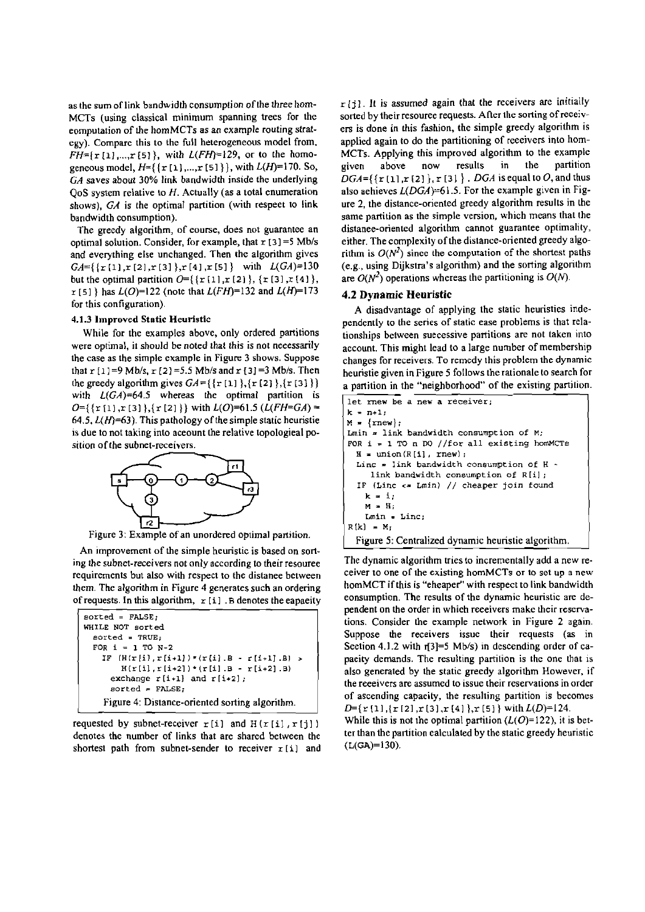as the sum of link bandwidth consumption of the three homMCTs (using classical minimum spanning trees for the computation of the homMCTs as an example routing strategy). Compare this to the full heterogeneous model from, $FH$={r[1],...,r[5]}, with $L(FH)$=129, or to the homogeneous model, $H$={{r[1],...,r[5]}}, with $L(H)$=170. So, $GA$ saves about 30% link bandwidth inside the underlying QoS system relative to $H$. Actually (as a total enumeration shows), $GA$ is the optimal partition (with respect to link bandwidth consumption).

The greedy algorithm, of course, does not guarantee an optimal solution. Consider, for example, that r[3]=5 Mb/s and everything else unchanged. Then the algorithm gives $GA$={{r[1],r[2],r[3]},r[4],r[5]} with $L(GA)$=130 but the optimal partition $O$={{r[1],r[2]}, {r[3],r[4]}, r[5]} has $L(O)$=122 (note that $L(FH)$=132 and $L(H)$=173 for this configuration).

#### 4.1.3 Improved Static Heuristic

While for the examples above, only ordered partitions were optimal, it should be noted that this is not necessarily the case as the simple example in Figure 3 shows. Suppose that r[1]=9 Mb/s, r[2]=5.5 Mb/s and r[3]=3 Mb/s. Then the greedy algorithm gives $GA$={{r[1]},{r[2]},{r[3]}} with $L(GA)$=64.5 whereas the optimal partition is $O$={{r[1],r[3]},{r[2]}} with $L(O)$=61.5 ($L(FH=GA)$ = 64.5, $L(H)$=63). This pathology of the simple static heuristic is due to not taking into account the relative topological position of the subnet-receivers.

Figure 3: Example of an unordered optimal partition.

An improvement of the simple heuristic is based on sorting the subnet-receivers not only according to their resource requirements but also with respect to the distance between them. The algorithm in Figure 4 generates such an ordering of requests. In this algorithm, r[i].B denotes the capacity

```
sorted = FALSE;
WHILE NOT sorted
  sorted = TRUE;
  FOR i = 1 TO N-2
    IF (H(r[i],r[i+1])*(r[i].B - r[i+1].B) >
        H(r[i],r[i+2])*(r[i].B - r[i+2].B)
      exchange r[i+1] and r[i+2];
      sorted = FALSE;
```

Figure 4: Distance-oriented sorting algorithm.

requested by subnet-receiver r[i] and H(r[i],r[j]) denotes the number of links that are shared between the shortest path from subnet-sender to receiver r[i] and r[j]. It is assumed again that the receivers are initially sorted by their resource requests. After the sorting of receivers is done in this fashion, the simple greedy algorithm is applied again to do the partitioning of receivers into homMCTs. Applying this improved algorithm to the example given above now results in the partition $DGA$={{r[1],r[2]},r[3]}. $DGA$ is equal to $O$, and thus also achieves $L(DGA)$=61.5. For the example given in Figure 2, the distance-oriented greedy algorithm results in the same partition as the simple version, which means that the distance-oriented algorithm cannot guarantee optimality, either. The complexity of the distance-oriented greedy algorithm is $O(N^2)$ since the computation of the shortest paths (e.g., using Dijkstra's algorithm) and the sorting algorithm are $O(N^2)$ operations whereas the partitioning is $O(N)$.

### 4.2 Dynamic Heuristic

A disadvantage of applying the static heuristics independently to the series of static case problems is that relationships between successive partitions are not taken into account. This might lead to a large number of membership changes for receivers. To remedy this problem the dynamic heuristic given in Figure 5 follows the rationale to search for a partition in the "neighborhood" of the existing partition.

```
let rnew be a new receiver;
k = n+1;
M = {rnew};
Lmin = link bandwidth consumption of M;
FOR i = 1 TO n DO //for all existing homMCTs
  H = union(R[i], rnew);
  Linc = link bandwidth consumption of H -
     link bandwidth consumption of R[i];
  IF (Linc <= Lmin) // cheaper join found
    k = i;
    M = H;
    Lmin = Linc;
R[k] = M;
```

Figure 5: Centralized dynamic heuristic algorithm.

The dynamic algorithm tries to incrementally add a new receiver to one of the existing homMCTs or to set up a new homMCT if this is "cheaper" with respect to link bandwidth consumption. The results of the dynamic heuristic are dependent on the order in which receivers make their reservations. Consider the example network in Figure 2 again. Suppose the receivers issue their requests (as in Section 4.1.2 with r[3]=5 Mb/s) in descending order of capacity demands. The resulting partition is the one that is also generated by the static greedy algorithm However, if the receivers are assumed to issue their reservations in order of ascending capacity, the resulting partition is becomes $D$={r[1],{r[2],r[3],r[4]},r[5]} with $L(D)$=124.

While this is not the optimal partition ($L(O)$=122), it is better than the partition calculated by the static greedy heuristic (L(GA)=130).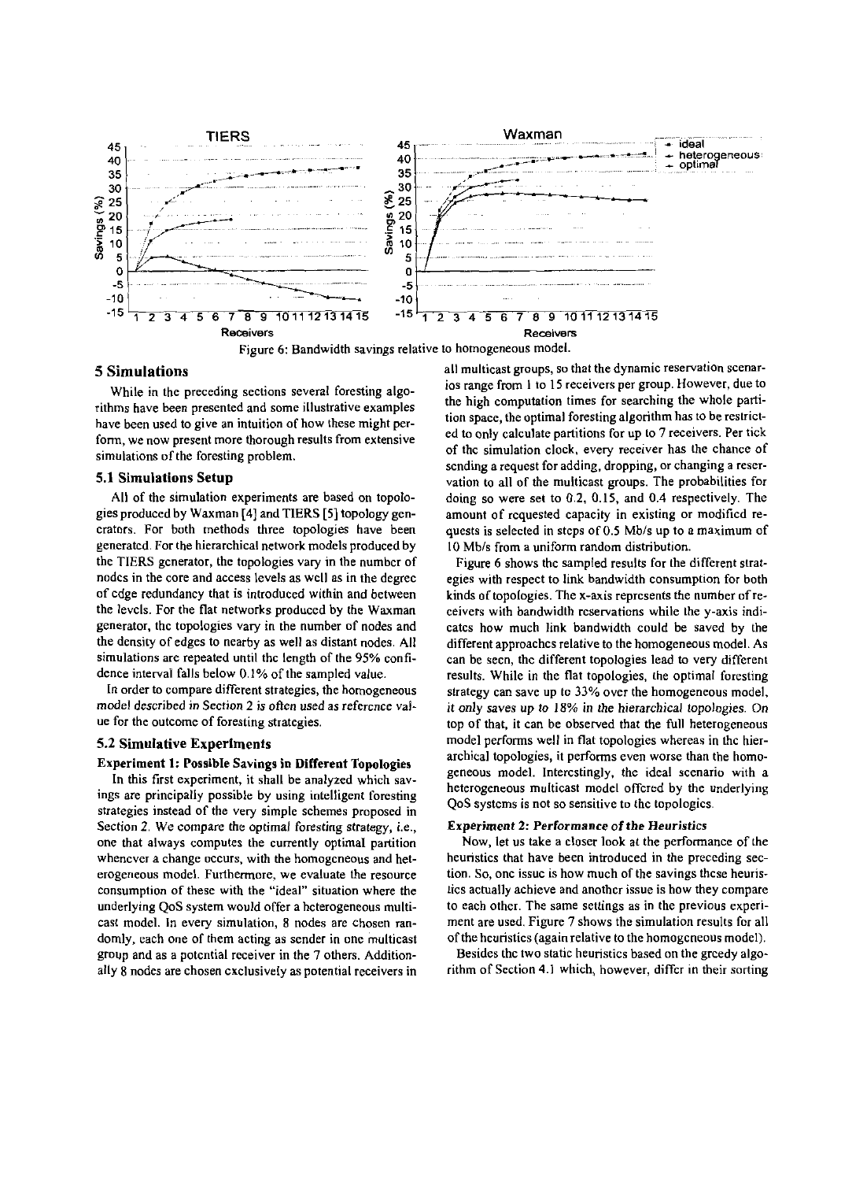Figure 6: Bandwidth savings relative to homogeneous model.

## 5 Simulations

While in the preceding sections several foresting algorithms have been presented and some illustrative examples have been used to give an intuition of how these might perform, we now present more thorough results from extensive simulations of the foresting problem.

### 5.1 Simulations Setup

All of the simulation experiments are based on topologies produced by Waxman [4] and TIERS [5] topology generators. For both methods three topologies have been generated. For the hierarchical network models produced by the TIERS generator, the topologies vary in the number of nodes in the core and access levels as well as in the degree of edge redundancy that is introduced within and between the levels. For the flat networks produced by the Waxman generator, the topologies vary in the number of nodes and the density of edges to nearby as well as distant nodes. All simulations are repeated until the length of the 95% confidence interval falls below 0.1% of the sampled value.

In order to compare different strategies, the homogeneous model described in Section 2 is often used as reference value for the outcome of foresting strategies.

### 5.2 Simulative Experiments

**Experiment 1: Possible Savings in Different Topologies**

In this first experiment, it shall be analyzed which savings are principally possible by using intelligent foresting strategies instead of the very simple schemes proposed in Section 2. We compare the optimal foresting strategy, i.e., one that always computes the currently optimal partition whenever a change occurs, with the homogeneous and heterogeneous model. Furthermore, we evaluate the resource consumption of these with the "ideal" situation where the underlying QoS system would offer a heterogeneous multicast model. In every simulation, 8 nodes are chosen randomly, each one of them acting as sender in one multicast group and as a potential receiver in the 7 others. Additionally 8 nodes are chosen exclusively as potential receivers in all multicast groups, so that the dynamic reservation scenarios range from 1 to 15 receivers per group. However, due to the high computation times for searching the whole partition space, the optimal foresting algorithm has to be restricted to only calculate partitions for up to 7 receivers. Per tick of the simulation clock, every receiver has the chance of sending a request for adding, dropping, or changing a reservation to all of the multicast groups. The probabilities for doing so were set to 0.2, 0.15, and 0.4 respectively. The amount of requested capacity in existing or modified requests is selected in steps of 0.5 Mb/s up to a maximum of 10 Mb/s from a uniform random distribution.

Figure 6 shows the sampled results for the different strategies with respect to link bandwidth consumption for both kinds of topologies. The x-axis represents the number of receivers with bandwidth reservations while the y-axis indicates how much link bandwidth could be saved by the different approaches relative to the homogeneous model. As can be seen, the different topologies lead to very different results. While in the flat topologies, the optimal foresting strategy can save up to 33% over the homogeneous model, *it only saves up to 18% in the hierarchical topologies*. On top of that, it can be observed that the full heterogeneous model performs well in flat topologies whereas in the hierarchical topologies, it performs even worse than the homogeneous model. Interestingly, the ideal scenario with a heterogeneous multicast model offered by the underlying QoS systems is not so sensitive to the topologies.

***Experiment 2: Performance of the Heuristics***

Now, let us take a closer look at the performance of the heuristics that have been introduced in the preceding section. So, one issue is how much of the savings these heuristics actually achieve and another issue is how they compare to each other. The same settings as in the previous experiment are used. Figure 7 shows the simulation results for all of the heuristics (again relative to the homogeneous model).

Besides the two static heuristics based on the greedy algorithm of Section 4.1 which, however, differ in their sorting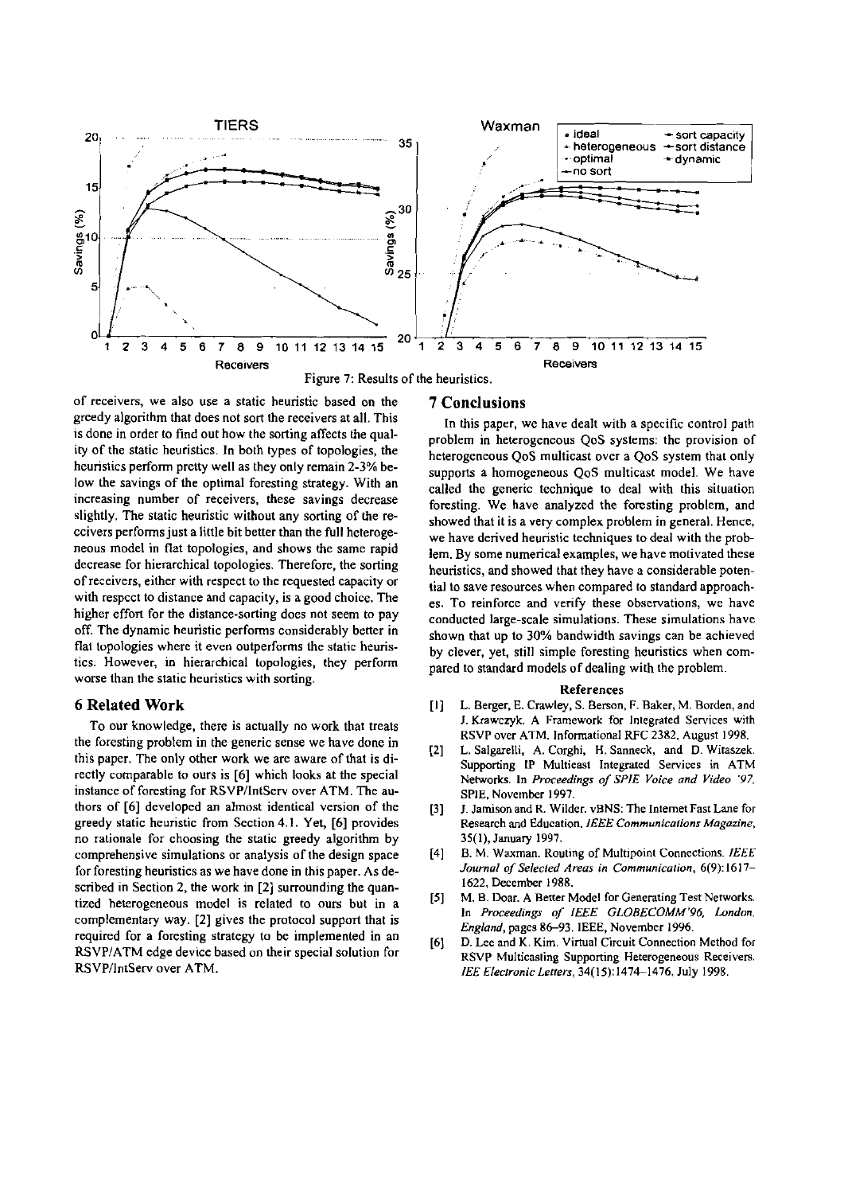TIERS

20
15
10
5
0

Savings (%)

1 2 3 4 5 6 7 8 9 10 11 12 13 14 15

Receivers

Waxman

35
30
25
20

Savings (%)

1 2 3 4 5 6 7 8 9 10 11 12 13 14 15

Receivers

ideal
heterogeneous
optimal
no sort
sort capacity
sort distance
dynamic

Figure 7: Results of the heuristics.

of receivers, we also use a static heuristic based on the greedy algorithm that does not sort the receivers at all. This is done in order to find out how the sorting affects the quality of the static heuristics. In both types of topologies, the heuristics perform pretty well as they only remain 2-3% below the savings of the optimal foresting strategy. With an increasing number of receivers, these savings decrease slightly. The static heuristic without any sorting of the receivers performs just a little bit better than the full heterogeneous model in flat topologies, and shows the same rapid decrease for hierarchical topologies. Therefore, the sorting of receivers, either with respect to the requested capacity or with respect to distance and capacity, is a good choice. The higher effort for the distance-sorting does not seem to pay off. The dynamic heuristic performs considerably better in flat topologies where it even outperforms the static heuristics. However, in hierarchical topologies, they perform worse than the static heuristics with sorting.

## 6 Related Work

To our knowledge, there is actually no work that treats the foresting problem in the generic sense we have done in this paper. The only other work we are aware of that is directly comparable to ours is [6] which looks at the special instance of foresting for RSVP/IntServ over ATM. The authors of [6] developed an almost identical version of the greedy static heuristic from Section 4.1. Yet, [6] provides no rationale for choosing the static greedy algorithm by comprehensive simulations or analysis of the design space for foresting heuristics as we have done in this paper. As described in Section 2, the work in [2] surrounding the quantized heterogeneous model is related to ours but in a complementary way. [2] gives the protocol support that is required for a foresting strategy to be implemented in an RSVP/ATM edge device based on their special solution for RSVP/IntServ over ATM.

## 7 Conclusions

In this paper, we have dealt with a specific control path problem in heterogeneous QoS systems: the provision of heterogeneous QoS multicast over a QoS system that only supports a homogeneous QoS multicast model. We have called the generic technique to deal with this situation foresting. We have analyzed the foresting problem, and showed that it is a very complex problem in general. Hence, we have derived heuristic techniques to deal with the problem. By some numerical examples, we have motivated these heuristics, and showed that they have a considerable potential to save resources when compared to standard approaches. To reinforce and verify these observations, we have conducted large-scale simulations. These simulations have shown that up to 30% bandwidth savings can be achieved by clever, yet, still simple foresting heuristics when compared to standard models of dealing with the problem.

### References

[1] L. Berger, E. Crawley, S. Berson, F. Baker, M. Borden, and J. Krawczyk. A Framework for Integrated Services with RSVP over ATM. Informational RFC 2382, August 1998.

[2] L. Salgarelli, A. Corghi, H. Sanneck, and D. Witaszek. Supporting IP Multicast Integrated Services in ATM Networks. In *Proceedings of SPIE Voice and Video '97*, SPIE, November 1997.

[3] J. Jamison and R. Wilder. vBNS: The Internet Fast Lane for Research and Education. *IEEE Communications Magazine*, 35(1), January 1997.

[4] B. M. Waxman. Routing of Multipoint Connections. *IEEE Journal of Selected Areas in Communication*, 6(9):1617–1622, December 1988.

[5] M. B. Doar. A Better Model for Generating Test Networks. In *Proceedings of IEEE GLOBECOMM'96, London, England*, pages 86–93. IEEE, November 1996.

[6] D. Lee and K. Kim. Virtual Circuit Connection Method for RSVP Multicasting Supporting Heterogeneous Receivers. *IEE Electronic Letters*, 34(15):1474–1476, July 1998.